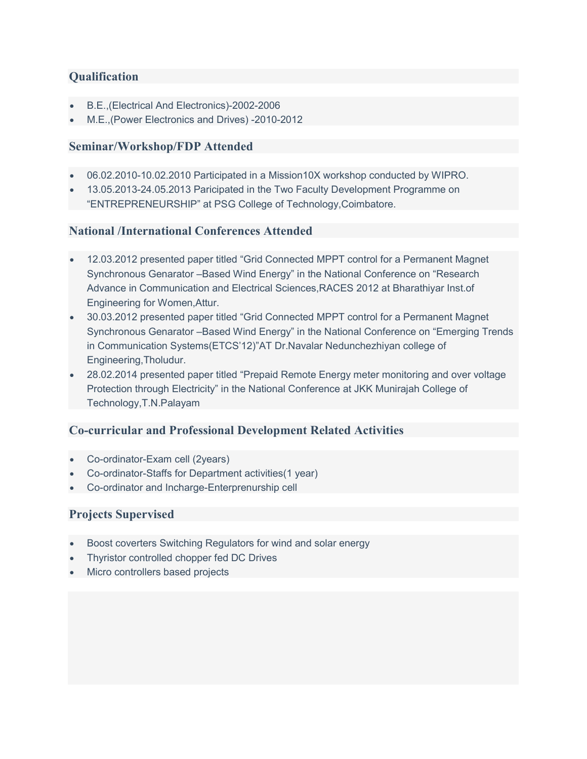## Qualification

- B.E.,(Electrical And Electronics)-2002-2006
- M.E.,(Power Electronics and Drives) -2010-2012

## Seminar/Workshop/FDP Attended

- 06.02.2010-10.02.2010 Participated in a Mission10X workshop conducted by WIPRO.
- 13.05.2013-24.05.2013 Paricipated in the Two Faculty Development Programme on “ENTREPRENEURSHIP” at PSG College of Technology,Coimbatore.

## National /International Conferences Attended

- 12.03.2012 presented paper titled “Grid Connected MPPT control for a Permanent Magnet Synchronous Genarator –Based Wind Energy” in the National Conference on “Research Advance in Communication and Electrical Sciences,RACES 2012 at Bharathiyar Inst.of Engineering for Women,Attur.
- 30.03.2012 presented paper titled “Grid Connected MPPT control for a Permanent Magnet Synchronous Genarator –Based Wind Energy” in the National Conference on “Emerging Trends in Communication Systems(ETCS’12)”AT Dr.Navalar Nedunchezhiyan college of Engineering,Tholudur.
- 28.02.2014 presented paper titled “Prepaid Remote Energy meter monitoring and over voltage Protection through Electricity” in the National Conference at JKK Munirajah College of Technology,T.N.Palayam

## Co-curricular and Professional Development Related Activities

- Co-ordinator-Exam cell (2years)
- Co-ordinator-Staffs for Department activities(1 year)
- Co-ordinator and Incharge-Enterprenurship cell

## Projects Supervised

- Boost coverters Switching Regulators for wind and solar energy
- Thyristor controlled chopper fed DC Drives
- Micro controllers based projects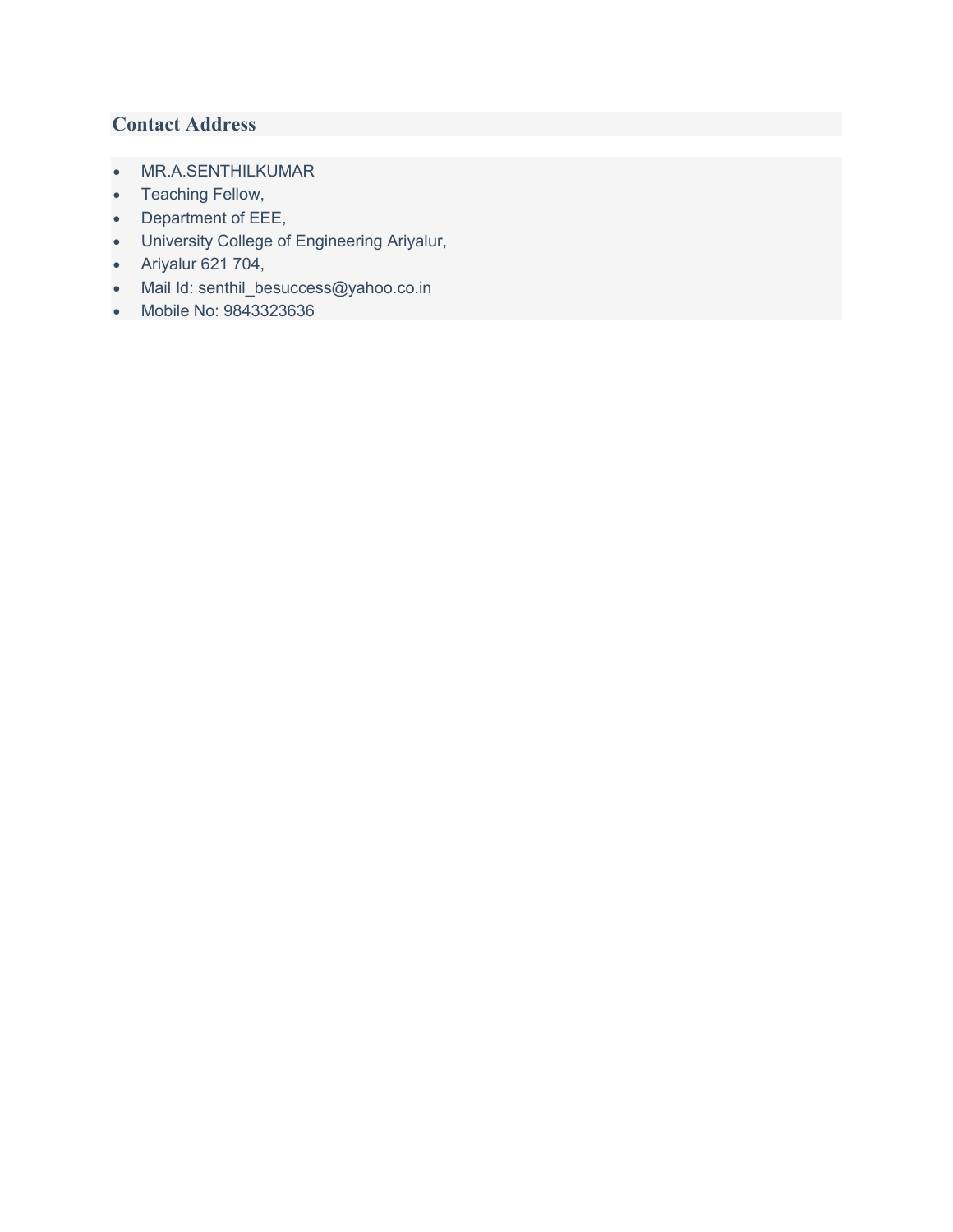## Contact Address

- MR.A.SENTHILKUMAR
- Teaching Fellow,
- Department of EEE,
- University College of Engineering Ariyalur,
- Ariyalur 621 704,
- Mail Id: senthil_besuccess@yahoo.co.in
- Mobile No: 9843323636